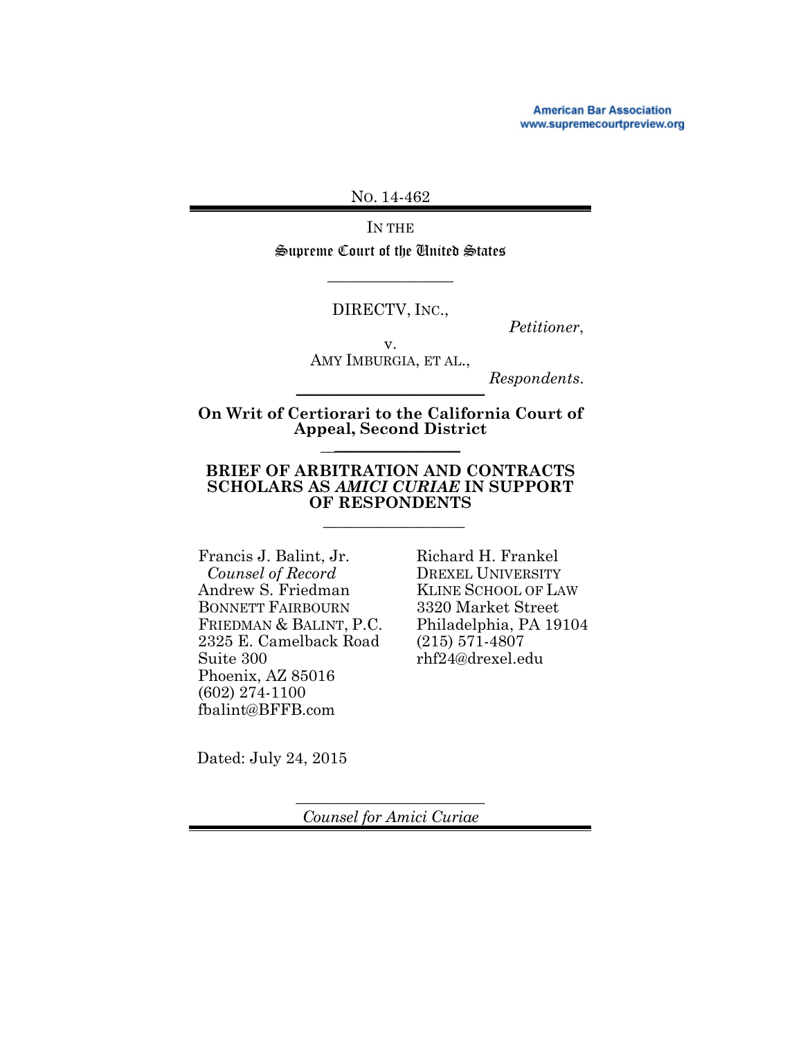American Bar Association
www.supremecourtpreview.org

No. 14-462

IN THE
Supreme Court of the United States

---

DIRECTV, INC.,

*Petitioner*,

v.

AMY IMBURGIA, ET AL.,

*Respondents*.

---

**On Writ of Certiorari to the California Court of Appeal, Second District**

---

**BRIEF OF ARBITRATION AND CONTRACTS SCHOLARS AS *AMICI CURIAE* IN SUPPORT OF RESPONDENTS**

---

Francis J. Balint, Jr.
*Counsel of Record*
Andrew S. Friedman
BONNETT FAIRBOURN FRIEDMAN & BALINT, P.C.
2325 E. Camelback Road
Suite 300
Phoenix, AZ 85016
(602) 274-1100
fbalint@BFFB.com

Richard H. Frankel
DREXEL UNIVERSITY
KLINE SCHOOL OF LAW
3320 Market Street
Philadelphia, PA 19104
(215) 571-4807
rhf24@drexel.edu

Dated: July 24, 2015

---

*Counsel for Amici Curiae*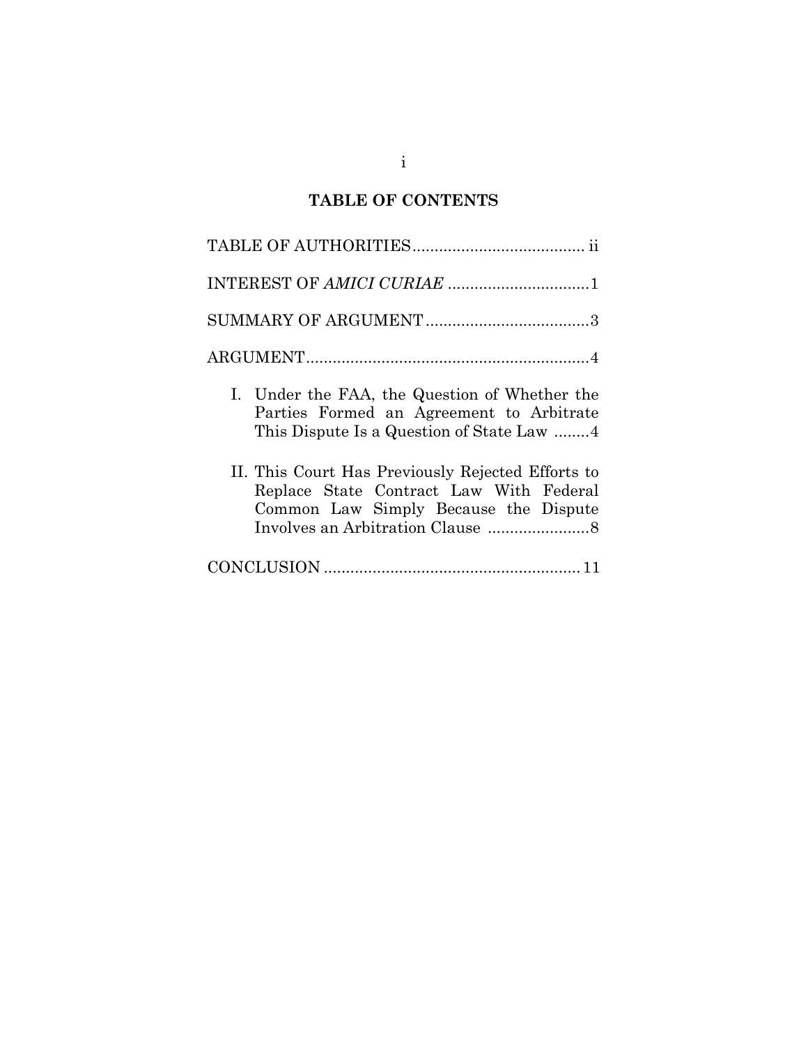# TABLE OF CONTENTS

TABLE OF AUTHORITIES....................................... ii

INTEREST OF *AMICI CURIAE* ................................1

SUMMARY OF ARGUMENT.....................................3

ARGUMENT.................................................................4

I. Under the FAA, the Question of Whether the Parties Formed an Agreement to Arbitrate This Dispute Is a Question of State Law ........4

II. This Court Has Previously Rejected Efforts to Replace State Contract Law With Federal Common Law Simply Because the Dispute Involves an Arbitration Clause .......................8

CONCLUSION ..........................................................11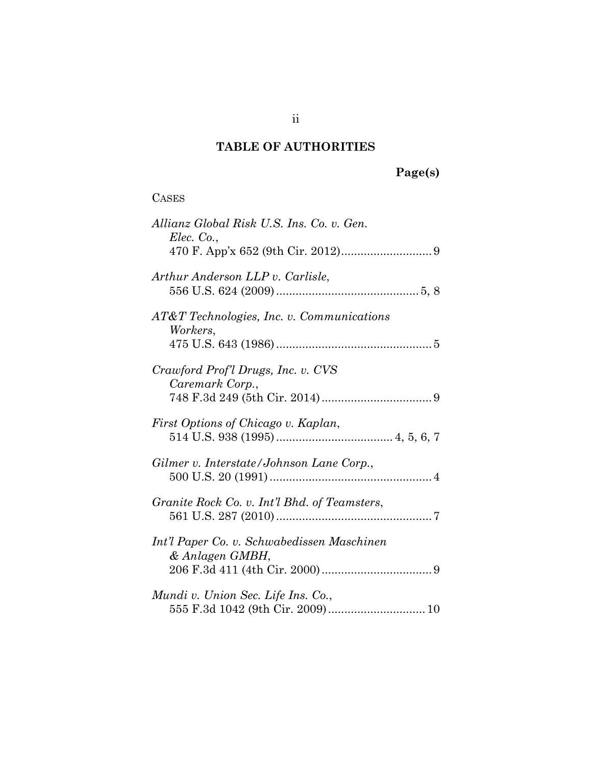## TABLE OF AUTHORITIES

**Page(s)**

CASES

*Allianz Global Risk U.S. Ins. Co. v. Gen. Elec. Co.*, 470 F. App'x 652 (9th Cir. 2012) ........................... 9

*Arthur Anderson LLP v. Carlisle*, 556 U.S. 624 (2009) ........................................... 5, 8

*AT&T Technologies, Inc. v. Communications Workers*, 475 U.S. 643 (1986) ............................................... 5

*Crawford Prof'l Drugs, Inc. v. CVS Caremark Corp.*, 748 F.3d 249 (5th Cir. 2014) ................................. 9

*First Options of Chicago v. Kaplan*, 514 U.S. 938 (1995) ................................... 4, 5, 6, 7

*Gilmer v. Interstate/Johnson Lane Corp.*, 500 U.S. 20 (1991) ................................................. 4

*Granite Rock Co. v. Int'l Bhd. of Teamsters*, 561 U.S. 287 (2010) ............................................... 7

*Int'l Paper Co. v. Schwabedissen Maschinen & Anlagen GMBH*, 206 F.3d 411 (4th Cir. 2000) ................................. 9

*Mundi v. Union Sec. Life Ins. Co.*, 555 F.3d 1042 (9th Cir. 2009) ............................. 10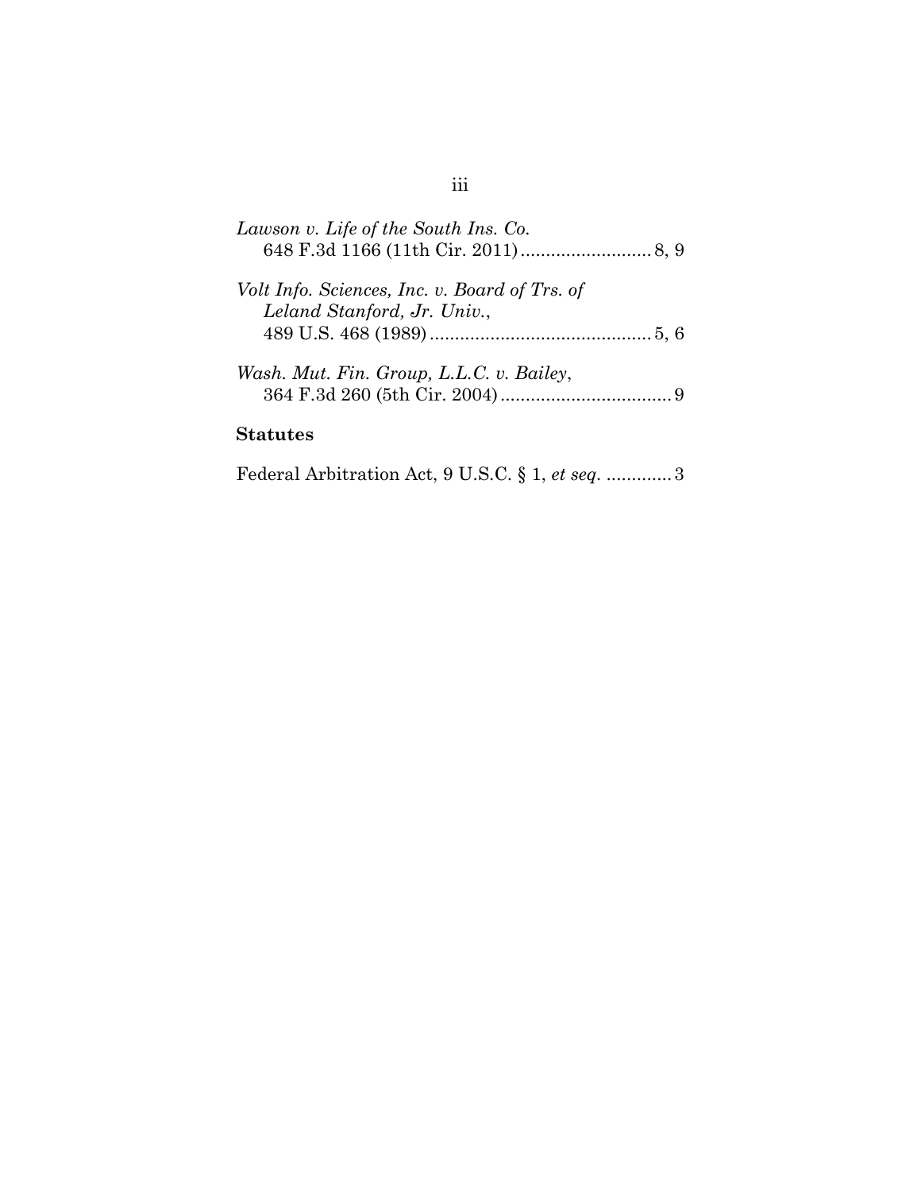*Lawson v. Life of the South Ins. Co.*
648 F.3d 1166 (11th Cir. 2011) .......................... 8, 9

*Volt Info. Sciences, Inc. v. Board of Trs. of Leland Stanford, Jr. Univ.*,
489 U.S. 468 (1989) ............................................ 5, 6

*Wash. Mut. Fin. Group, L.L.C. v. Bailey*,
364 F.3d 260 (5th Cir. 2004) .................................. 9

**Statutes**

Federal Arbitration Act, 9 U.S.C. § 1, *et seq*. ............. 3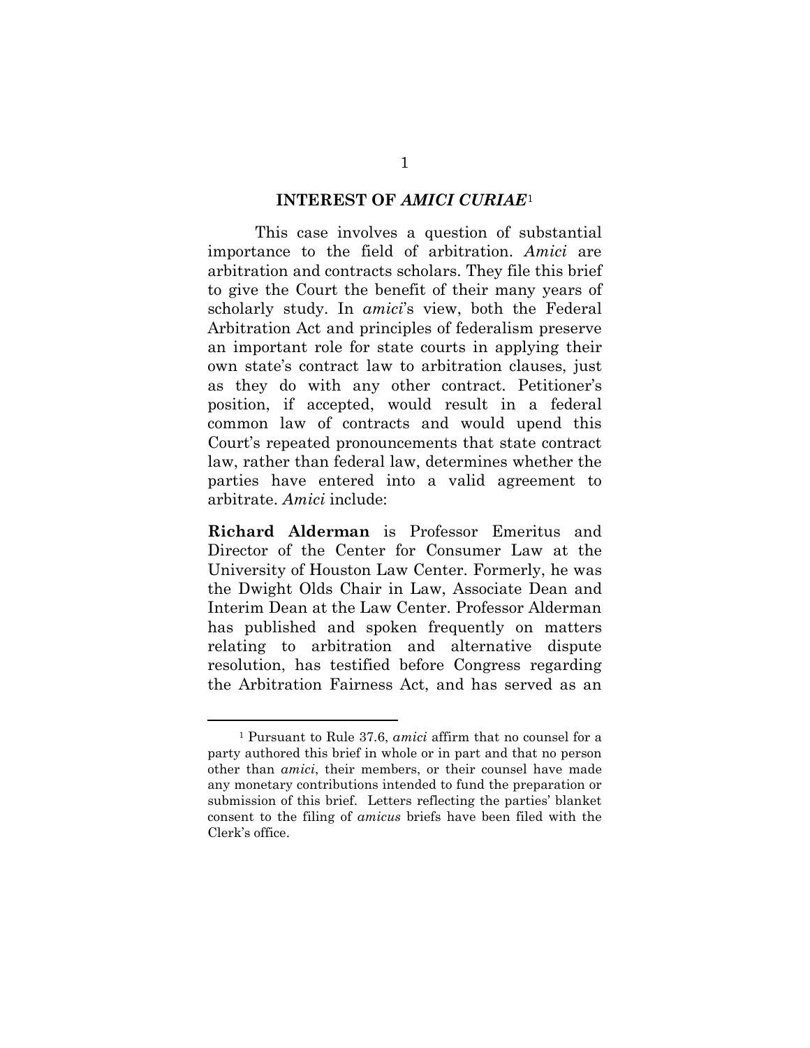## INTEREST OF *AMICI CURIAE*[1]

This case involves a question of substantial importance to the field of arbitration. *Amici* are arbitration and contracts scholars. They file this brief to give the Court the benefit of their many years of scholarly study. In *amici*'s view, both the Federal Arbitration Act and principles of federalism preserve an important role for state courts in applying their own state's contract law to arbitration clauses, just as they do with any other contract. Petitioner's position, if accepted, would result in a federal common law of contracts and would upend this Court's repeated pronouncements that state contract law, rather than federal law, determines whether the parties have entered into a valid agreement to arbitrate. *Amici* include:

**Richard Alderman** is Professor Emeritus and Director of the Center for Consumer Law at the University of Houston Law Center. Formerly, he was the Dwight Olds Chair in Law, Associate Dean and Interim Dean at the Law Center. Professor Alderman has published and spoken frequently on matters relating to arbitration and alternative dispute resolution, has testified before Congress regarding the Arbitration Fairness Act, and has served as an

---

[1] Pursuant to Rule 37.6, *amici* affirm that no counsel for a party authored this brief in whole or in part and that no person other than *amici*, their members, or their counsel have made any monetary contributions intended to fund the preparation or submission of this brief. Letters reflecting the parties' blanket consent to the filing of *amicus* briefs have been filed with the Clerk's office.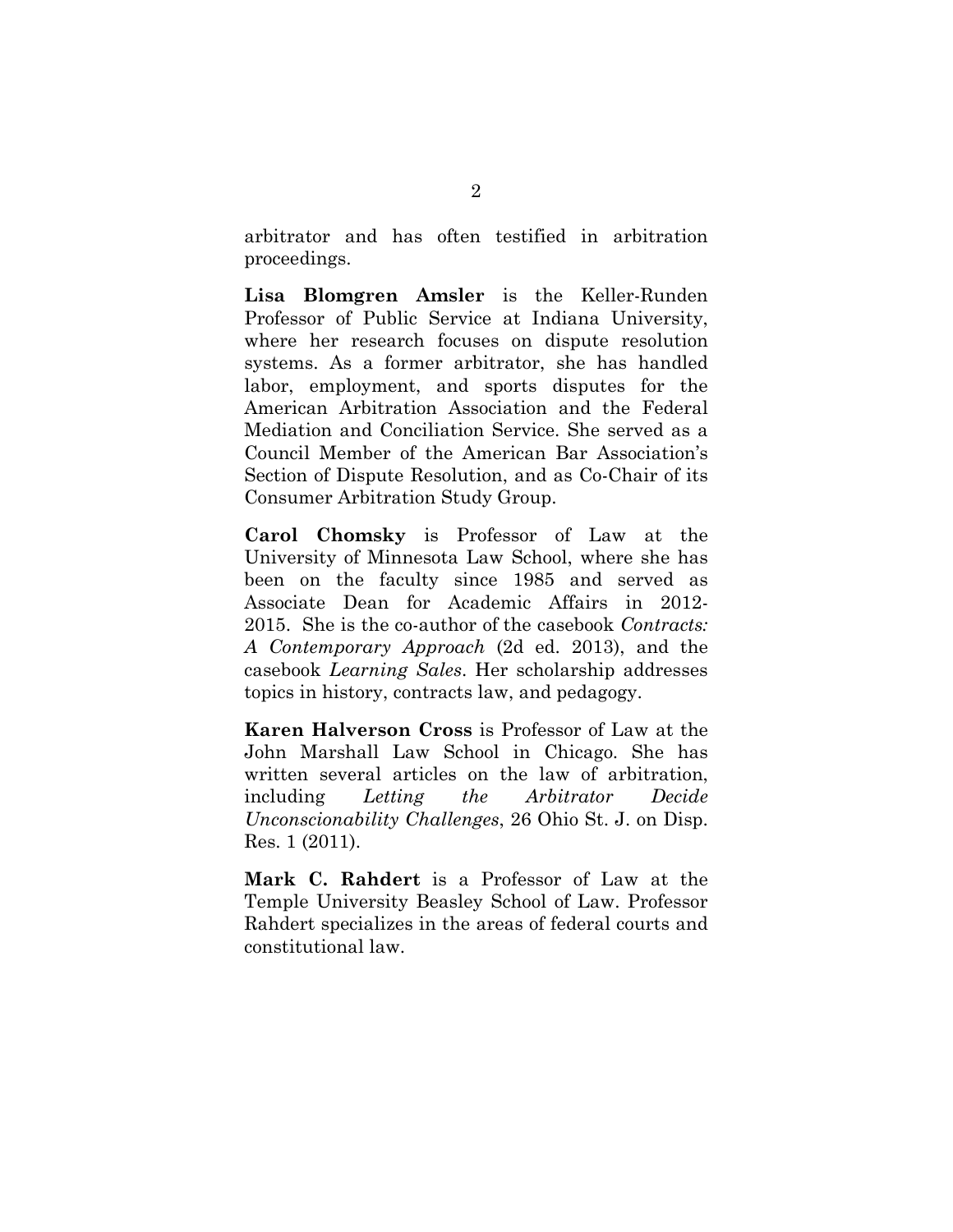arbitrator and has often testified in arbitration proceedings.

**Lisa Blomgren Amsler** is the Keller-Runden Professor of Public Service at Indiana University, where her research focuses on dispute resolution systems. As a former arbitrator, she has handled labor, employment, and sports disputes for the American Arbitration Association and the Federal Mediation and Conciliation Service. She served as a Council Member of the American Bar Association's Section of Dispute Resolution, and as Co-Chair of its Consumer Arbitration Study Group.

**Carol Chomsky** is Professor of Law at the University of Minnesota Law School, where she has been on the faculty since 1985 and served as Associate Dean for Academic Affairs in 2012-2015. She is the co-author of the casebook *Contracts: A Contemporary Approach* (2d ed. 2013), and the casebook *Learning Sales*. Her scholarship addresses topics in history, contracts law, and pedagogy.

**Karen Halverson Cross** is Professor of Law at the John Marshall Law School in Chicago. She has written several articles on the law of arbitration, including *Letting the Arbitrator Decide Unconscionability Challenges*, 26 Ohio St. J. on Disp. Res. 1 (2011).

**Mark C. Rahdert** is a Professor of Law at the Temple University Beasley School of Law. Professor Rahdert specializes in the areas of federal courts and constitutional law.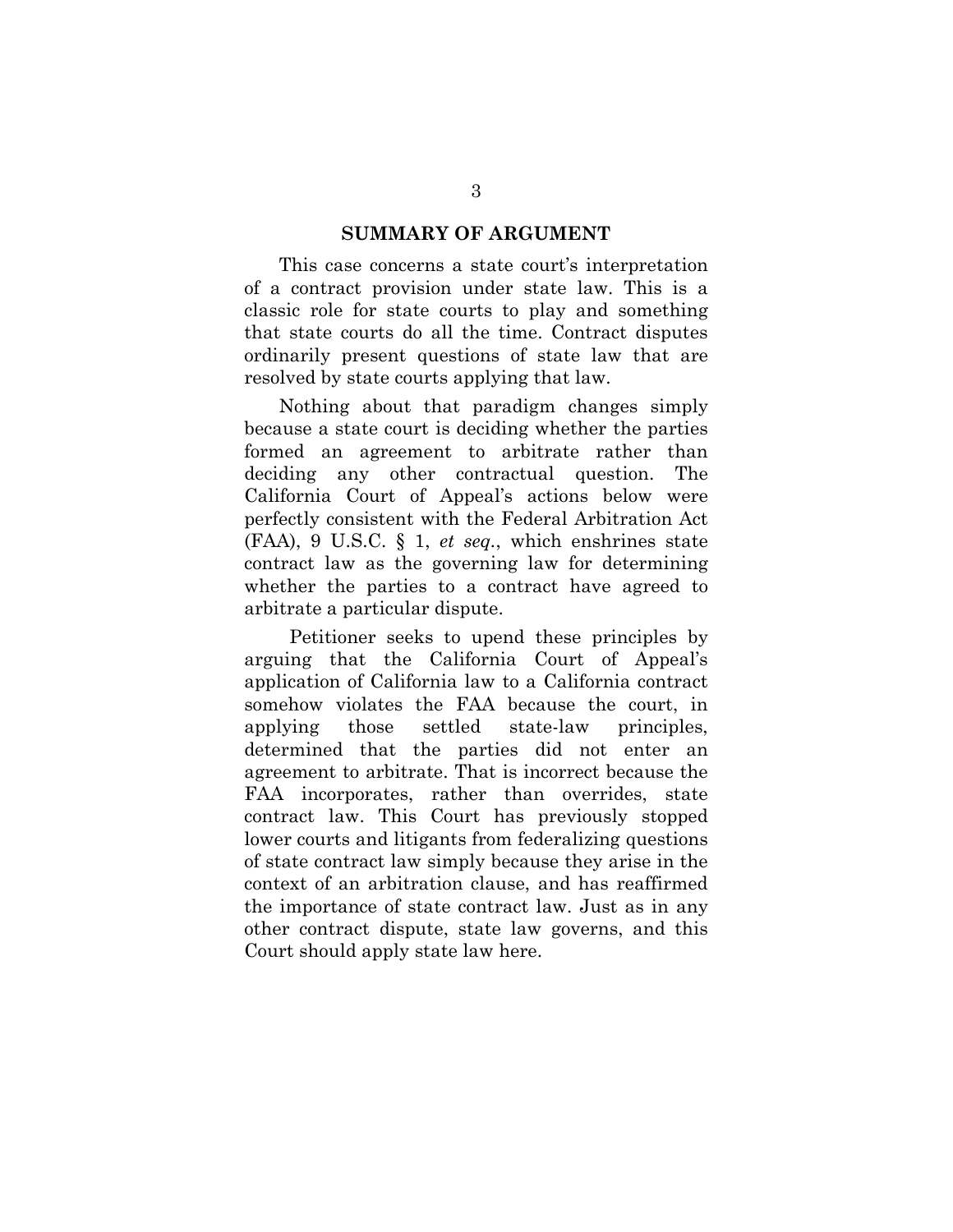## SUMMARY OF ARGUMENT

This case concerns a state court's interpretation of a contract provision under state law. This is a classic role for state courts to play and something that state courts do all the time. Contract disputes ordinarily present questions of state law that are resolved by state courts applying that law.

Nothing about that paradigm changes simply because a state court is deciding whether the parties formed an agreement to arbitrate rather than deciding any other contractual question. The California Court of Appeal's actions below were perfectly consistent with the Federal Arbitration Act (FAA), 9 U.S.C. § 1, *et seq*., which enshrines state contract law as the governing law for determining whether the parties to a contract have agreed to arbitrate a particular dispute.

Petitioner seeks to upend these principles by arguing that the California Court of Appeal's application of California law to a California contract somehow violates the FAA because the court, in applying those settled state-law principles, determined that the parties did not enter an agreement to arbitrate. That is incorrect because the FAA incorporates, rather than overrides, state contract law. This Court has previously stopped lower courts and litigants from federalizing questions of state contract law simply because they arise in the context of an arbitration clause, and has reaffirmed the importance of state contract law. Just as in any other contract dispute, state law governs, and this Court should apply state law here.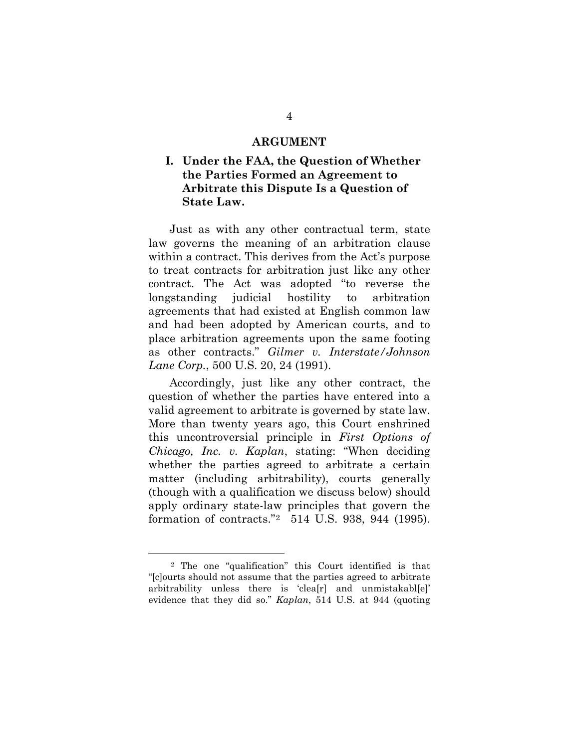## ARGUMENT

### I. Under the FAA, the Question of Whether the Parties Formed an Agreement to Arbitrate this Dispute Is a Question of State Law.

Just as with any other contractual term, state law governs the meaning of an arbitration clause within a contract. This derives from the Act's purpose to treat contracts for arbitration just like any other contract. The Act was adopted "to reverse the longstanding judicial hostility to arbitration agreements that had existed at English common law and had been adopted by American courts, and to place arbitration agreements upon the same footing as other contracts." *Gilmer v. Interstate/Johnson Lane Corp.*, 500 U.S. 20, 24 (1991).

Accordingly, just like any other contract, the question of whether the parties have entered into a valid agreement to arbitrate is governed by state law. More than twenty years ago, this Court enshrined this uncontroversial principle in *First Options of Chicago, Inc. v. Kaplan*, stating: "When deciding whether the parties agreed to arbitrate a certain matter (including arbitrability), courts generally (though with a qualification we discuss below) should apply ordinary state-law principles that govern the formation of contracts."[2] 514 U.S. 938, 944 (1995).

---

[2] The one "qualification" this Court identified is that "[c]ourts should not assume that the parties agreed to arbitrate arbitrability unless there is 'clea[r] and unmistakabl[e]' evidence that they did so." *Kaplan*, 514 U.S. at 944 (quoting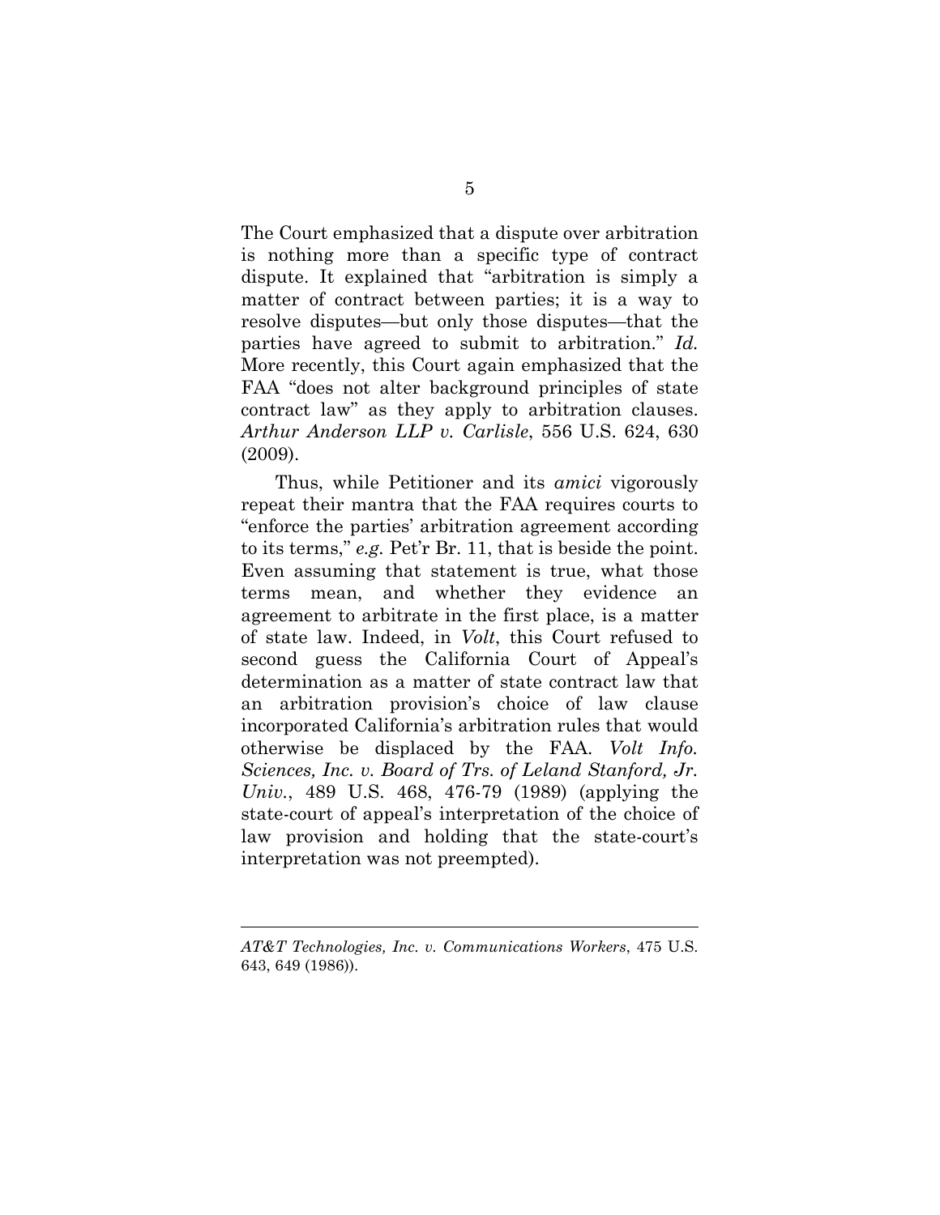The Court emphasized that a dispute over arbitration is nothing more than a specific type of contract dispute. It explained that "arbitration is simply a matter of contract between parties; it is a way to resolve disputes—but only those disputes—that the parties have agreed to submit to arbitration." *Id.* More recently, this Court again emphasized that the FAA "does not alter background principles of state contract law" as they apply to arbitration clauses. *Arthur Anderson LLP v. Carlisle*, 556 U.S. 624, 630 (2009).

Thus, while Petitioner and its *amici* vigorously repeat their mantra that the FAA requires courts to "enforce the parties' arbitration agreement according to its terms," *e.g.* Pet'r Br. 11, that is beside the point. Even assuming that statement is true, what those terms mean, and whether they evidence an agreement to arbitrate in the first place, is a matter of state law. Indeed, in *Volt*, this Court refused to second guess the California Court of Appeal's determination as a matter of state contract law that an arbitration provision's choice of law clause incorporated California's arbitration rules that would otherwise be displaced by the FAA. *Volt Info. Sciences, Inc. v. Board of Trs. of Leland Stanford, Jr. Univ.*, 489 U.S. 468, 476-79 (1989) (applying the state-court of appeal's interpretation of the choice of law provision and holding that the state-court's interpretation was not preempted).

---

*AT&T Technologies, Inc. v. Communications Workers*, 475 U.S. 643, 649 (1986)).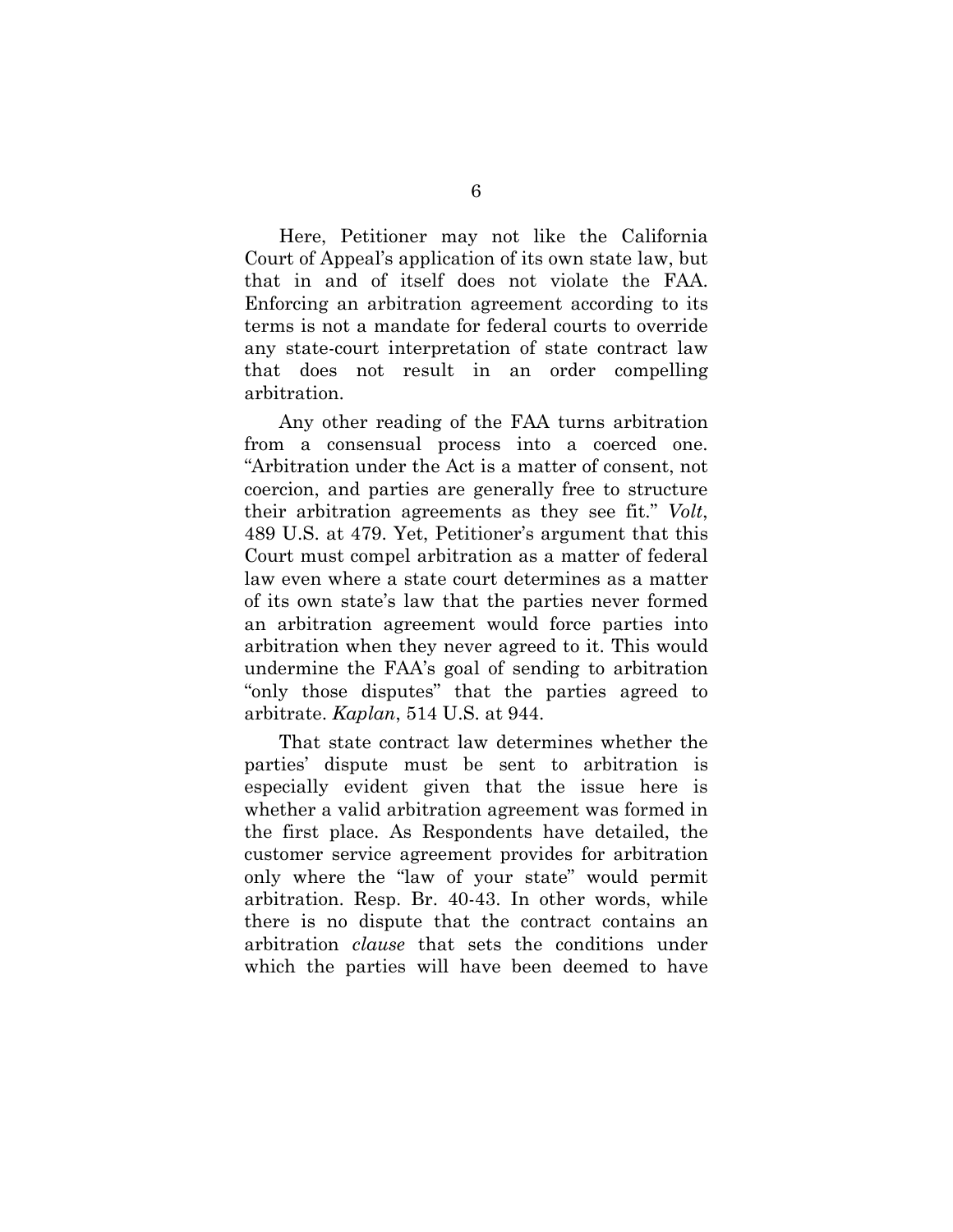Here, Petitioner may not like the California Court of Appeal's application of its own state law, but that in and of itself does not violate the FAA. Enforcing an arbitration agreement according to its terms is not a mandate for federal courts to override any state-court interpretation of state contract law that does not result in an order compelling arbitration.

Any other reading of the FAA turns arbitration from a consensual process into a coerced one. "Arbitration under the Act is a matter of consent, not coercion, and parties are generally free to structure their arbitration agreements as they see fit." *Volt*, 489 U.S. at 479. Yet, Petitioner's argument that this Court must compel arbitration as a matter of federal law even where a state court determines as a matter of its own state's law that the parties never formed an arbitration agreement would force parties into arbitration when they never agreed to it. This would undermine the FAA's goal of sending to arbitration "only those disputes" that the parties agreed to arbitrate. *Kaplan*, 514 U.S. at 944.

That state contract law determines whether the parties' dispute must be sent to arbitration is especially evident given that the issue here is whether a valid arbitration agreement was formed in the first place. As Respondents have detailed, the customer service agreement provides for arbitration only where the "law of your state" would permit arbitration. Resp. Br. 40-43. In other words, while there is no dispute that the contract contains an arbitration *clause* that sets the conditions under which the parties will have been deemed to have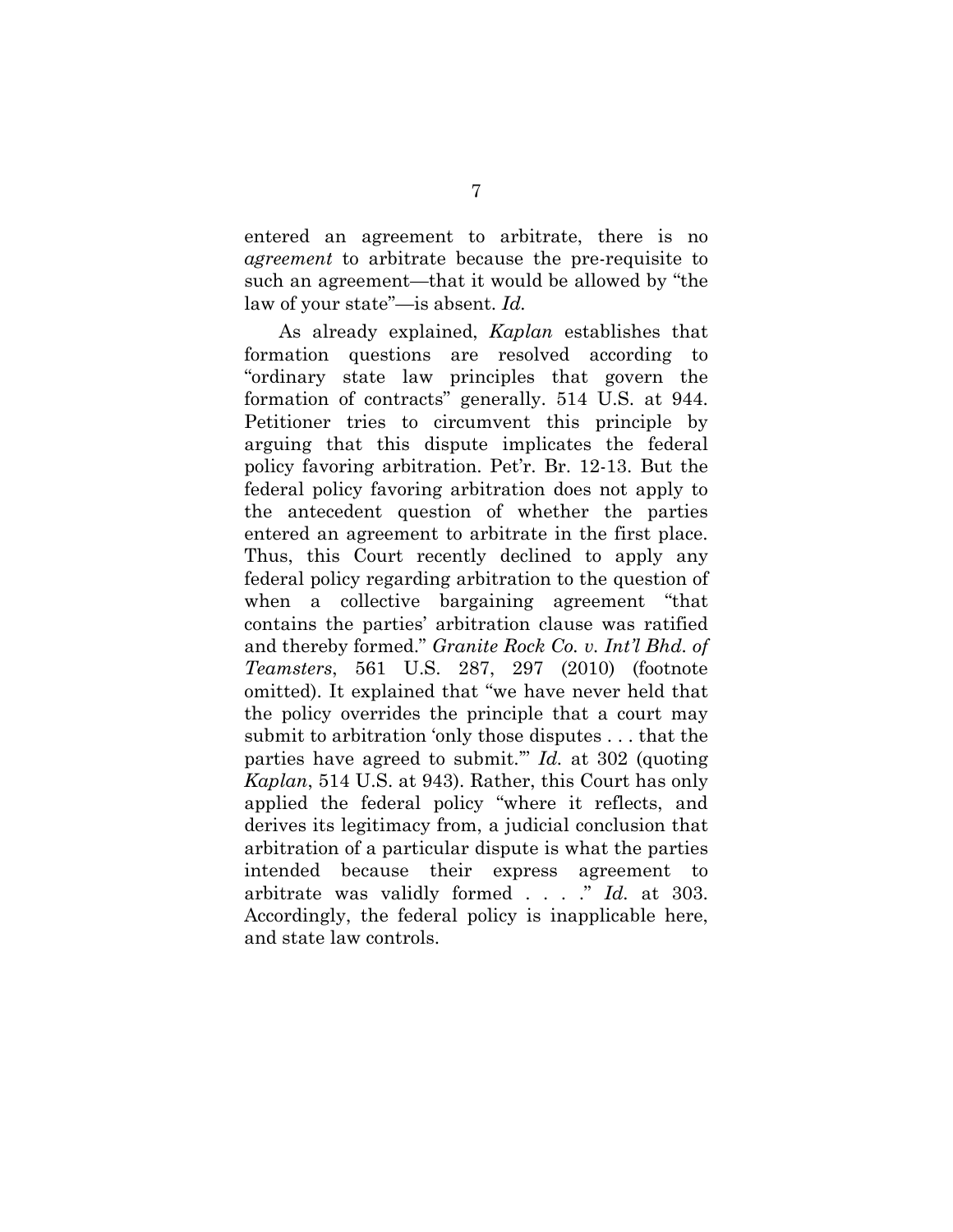entered an agreement to arbitrate, there is no *agreement* to arbitrate because the pre-requisite to such an agreement—that it would be allowed by "the law of your state"—is absent. *Id.*

As already explained, *Kaplan* establishes that formation questions are resolved according to "ordinary state law principles that govern the formation of contracts" generally. 514 U.S. at 944. Petitioner tries to circumvent this principle by arguing that this dispute implicates the federal policy favoring arbitration. Pet'r. Br. 12-13. But the federal policy favoring arbitration does not apply to the antecedent question of whether the parties entered an agreement to arbitrate in the first place. Thus, this Court recently declined to apply any federal policy regarding arbitration to the question of when a collective bargaining agreement "that contains the parties' arbitration clause was ratified and thereby formed." *Granite Rock Co. v. Int'l Bhd. of Teamsters*, 561 U.S. 287, 297 (2010) (footnote omitted). It explained that "we have never held that the policy overrides the principle that a court may submit to arbitration 'only those disputes . . . that the parties have agreed to submit.'" *Id.* at 302 (quoting *Kaplan*, 514 U.S. at 943). Rather, this Court has only applied the federal policy "where it reflects, and derives its legitimacy from, a judicial conclusion that arbitration of a particular dispute is what the parties intended because their express agreement to arbitrate was validly formed . . . ." *Id.* at 303. Accordingly, the federal policy is inapplicable here, and state law controls.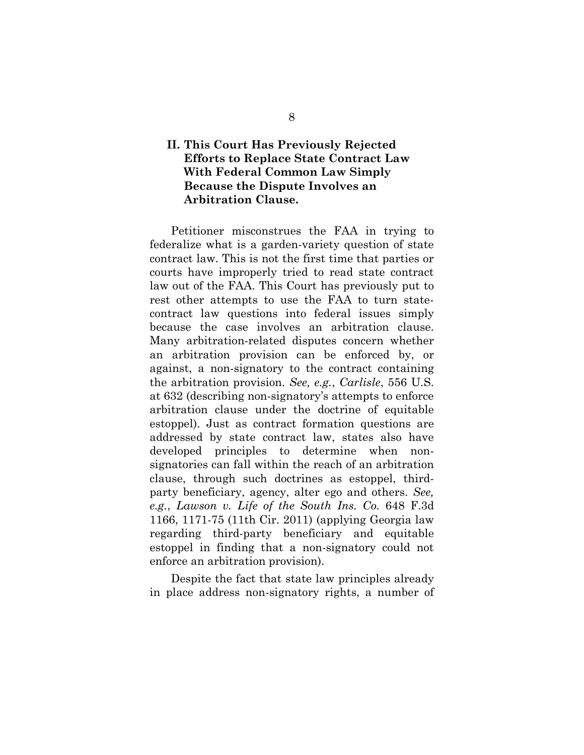## II. This Court Has Previously Rejected Efforts to Replace State Contract Law With Federal Common Law Simply Because the Dispute Involves an Arbitration Clause.

Petitioner misconstrues the FAA in trying to federalize what is a garden-variety question of state contract law. This is not the first time that parties or courts have improperly tried to read state contract law out of the FAA. This Court has previously put to rest other attempts to use the FAA to turn state-contract law questions into federal issues simply because the case involves an arbitration clause. Many arbitration-related disputes concern whether an arbitration provision can be enforced by, or against, a non-signatory to the contract containing the arbitration provision. *See, e.g.*, *Carlisle*, 556 U.S. at 632 (describing non-signatory's attempts to enforce arbitration clause under the doctrine of equitable estoppel). Just as contract formation questions are addressed by state contract law, states also have developed principles to determine when non-signatories can fall within the reach of an arbitration clause, through such doctrines as estoppel, third-party beneficiary, agency, alter ego and others. *See, e.g.*, *Lawson v. Life of the South Ins. Co.* 648 F.3d 1166, 1171-75 (11th Cir. 2011) (applying Georgia law regarding third-party beneficiary and equitable estoppel in finding that a non-signatory could not enforce an arbitration provision).

Despite the fact that state law principles already in place address non-signatory rights, a number of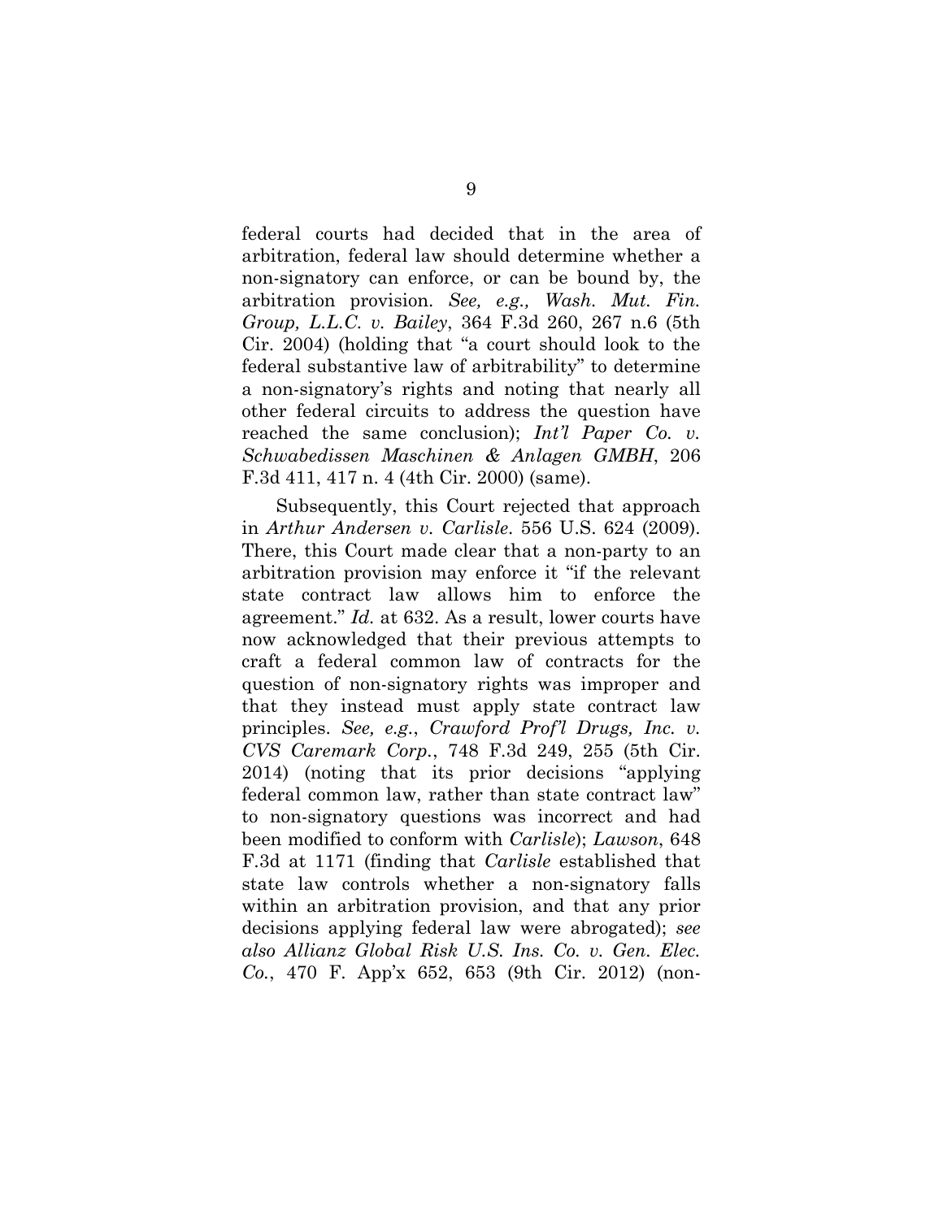federal courts had decided that in the area of arbitration, federal law should determine whether a non-signatory can enforce, or can be bound by, the arbitration provision. *See, e.g., Wash. Mut. Fin. Group, L.L.C. v. Bailey*, 364 F.3d 260, 267 n.6 (5th Cir. 2004) (holding that "a court should look to the federal substantive law of arbitrability" to determine a non-signatory's rights and noting that nearly all other federal circuits to address the question have reached the same conclusion); *Int'l Paper Co. v. Schwabedissen Maschinen & Anlagen GMBH*, 206 F.3d 411, 417 n. 4 (4th Cir. 2000) (same).

Subsequently, this Court rejected that approach in *Arthur Andersen v. Carlisle*. 556 U.S. 624 (2009). There, this Court made clear that a non-party to an arbitration provision may enforce it "if the relevant state contract law allows him to enforce the agreement." *Id.* at 632. As a result, lower courts have now acknowledged that their previous attempts to craft a federal common law of contracts for the question of non-signatory rights was improper and that they instead must apply state contract law principles. *See, e.g.*, *Crawford Prof'l Drugs, Inc. v. CVS Caremark Corp.*, 748 F.3d 249, 255 (5th Cir. 2014) (noting that its prior decisions "applying federal common law, rather than state contract law" to non-signatory questions was incorrect and had been modified to conform with *Carlisle*); *Lawson*, 648 F.3d at 1171 (finding that *Carlisle* established that state law controls whether a non-signatory falls within an arbitration provision, and that any prior decisions applying federal law were abrogated); *see also Allianz Global Risk U.S. Ins. Co. v. Gen. Elec. Co.*, 470 F. App'x 652, 653 (9th Cir. 2012) (non-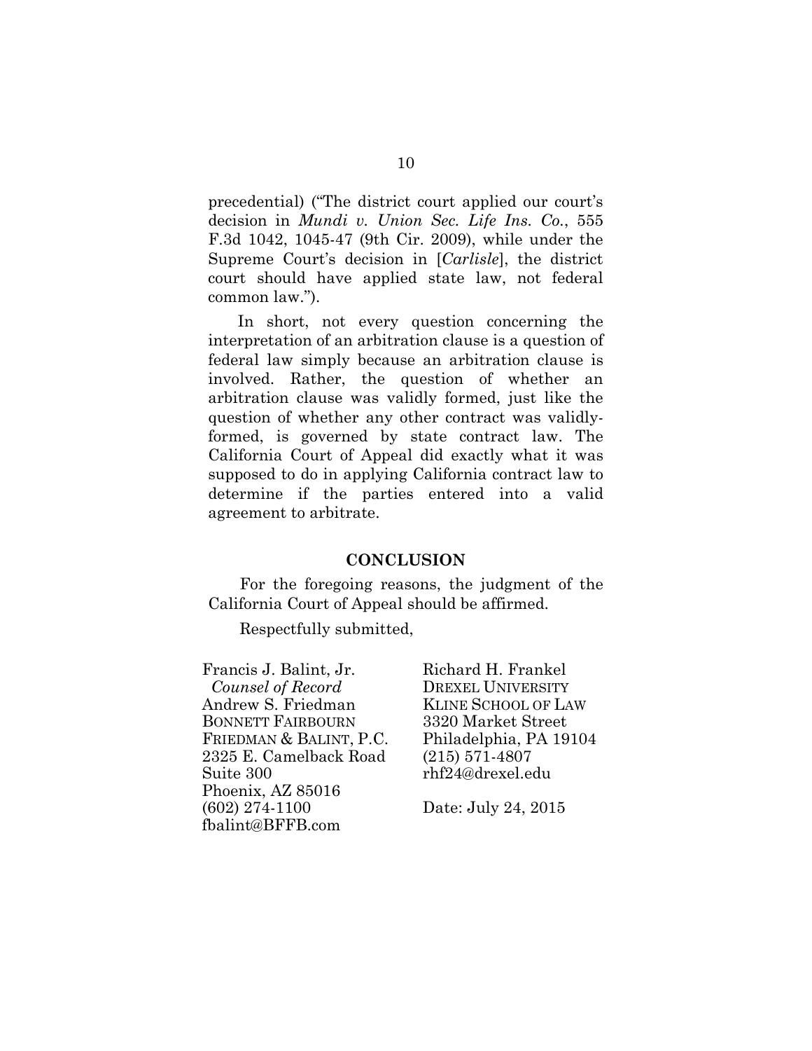precedential) ("The district court applied our court's decision in *Mundi v. Union Sec. Life Ins. Co.*, 555 F.3d 1042, 1045-47 (9th Cir. 2009), while under the Supreme Court's decision in [*Carlisle*], the district court should have applied state law, not federal common law.").

In short, not every question concerning the interpretation of an arbitration clause is a question of federal law simply because an arbitration clause is involved. Rather, the question of whether an arbitration clause was validly formed, just like the question of whether any other contract was validly-formed, is governed by state contract law. The California Court of Appeal did exactly what it was supposed to do in applying California contract law to determine if the parties entered into a valid agreement to arbitrate.

## CONCLUSION

For the foregoing reasons, the judgment of the California Court of Appeal should be affirmed.

Respectfully submitted,

Francis J. Balint, Jr.
*Counsel of Record*
Andrew S. Friedman
BONNETT FAIRBOURN
FRIEDMAN & BALINT, P.C.
2325 E. Camelback Road
Suite 300
Phoenix, AZ 85016
(602) 274-1100
fbalint@BFFB.com

Richard H. Frankel
DREXEL UNIVERSITY
KLINE SCHOOL OF LAW
3320 Market Street
Philadelphia, PA 19104
(215) 571-4807
rhf24@drexel.edu

Date: July 24, 2015